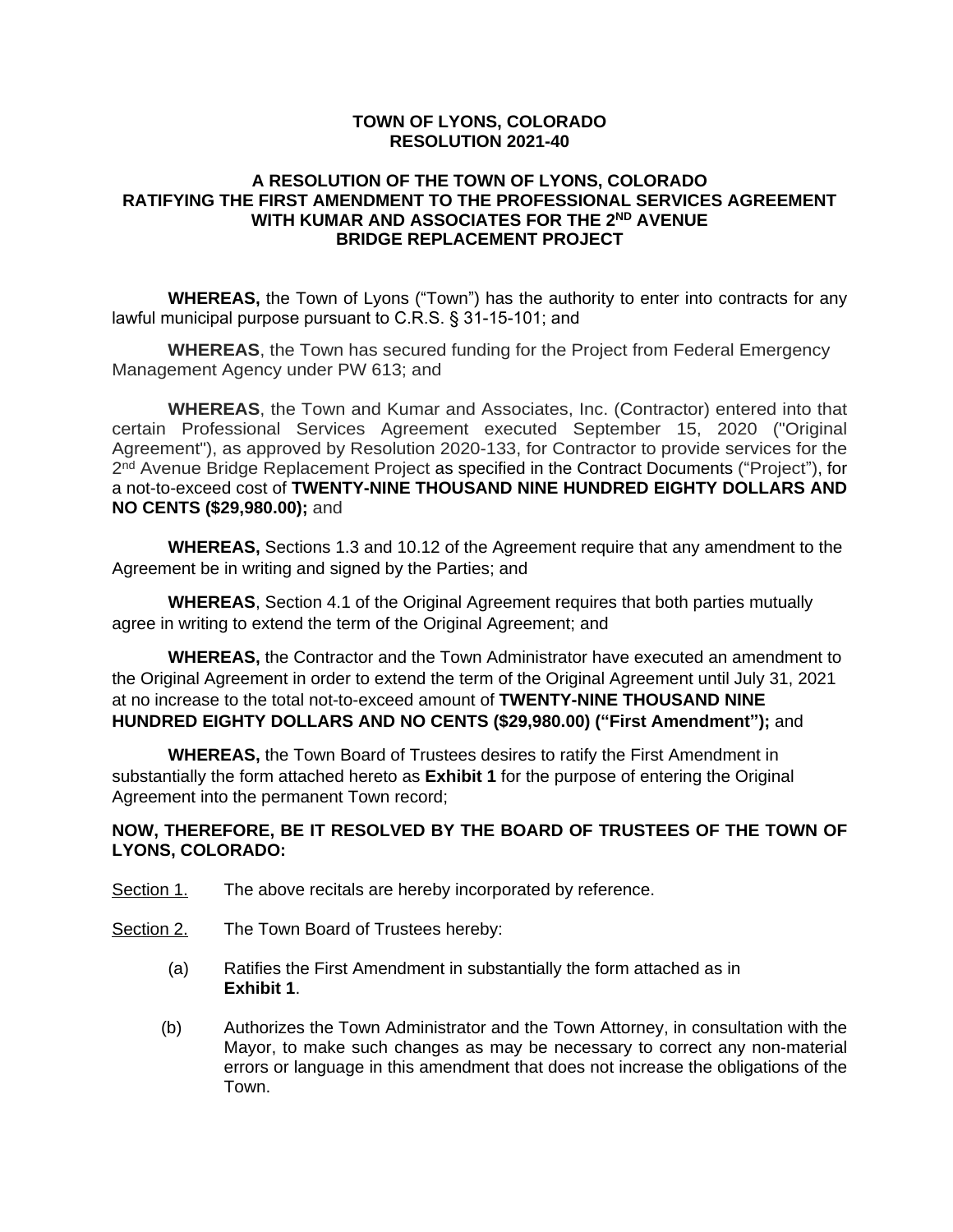**TOWN OF LYONS, COLORADO**
**RESOLUTION 2021-40**

**A RESOLUTION OF THE TOWN OF LYONS, COLORADO RATIFYING THE FIRST AMENDMENT TO THE PROFESSIONAL SERVICES AGREEMENT WITH KUMAR AND ASSOCIATES FOR THE 2ND AVENUE BRIDGE REPLACEMENT PROJECT**

**WHEREAS,** the Town of Lyons ("Town") has the authority to enter into contracts for any lawful municipal purpose pursuant to C.R.S. § 31-15-101; and

**WHEREAS**, the Town has secured funding for the Project from Federal Emergency Management Agency under PW 613; and

**WHEREAS**, the Town and Kumar and Associates, Inc. (Contractor) entered into that certain Professional Services Agreement executed September 15, 2020 ("Original Agreement"), as approved by Resolution 2020-133, for Contractor to provide services for the 2nd Avenue Bridge Replacement Project as specified in the Contract Documents ("Project"), for a not-to-exceed cost of **TWENTY-NINE THOUSAND NINE HUNDRED EIGHTY DOLLARS AND NO CENTS ($29,980.00);** and

**WHEREAS,** Sections 1.3 and 10.12 of the Agreement require that any amendment to the Agreement be in writing and signed by the Parties; and

**WHEREAS**, Section 4.1 of the Original Agreement requires that both parties mutually agree in writing to extend the term of the Original Agreement; and

**WHEREAS,** the Contractor and the Town Administrator have executed an amendment to the Original Agreement in order to extend the term of the Original Agreement until July 31, 2021 at no increase to the total not-to-exceed amount of **TWENTY-NINE THOUSAND NINE HUNDRED EIGHTY DOLLARS AND NO CENTS ($29,980.00) ("First Amendment");** and

**WHEREAS,** the Town Board of Trustees desires to ratify the First Amendment in substantially the form attached hereto as **Exhibit 1** for the purpose of entering the Original Agreement into the permanent Town record;

**NOW, THEREFORE, BE IT RESOLVED BY THE BOARD OF TRUSTEES OF THE TOWN OF LYONS, COLORADO:**

Section 1. The above recitals are hereby incorporated by reference.

Section 2. The Town Board of Trustees hereby:

(a) Ratifies the First Amendment in substantially the form attached as in **Exhibit 1**.

(b) Authorizes the Town Administrator and the Town Attorney, in consultation with the Mayor, to make such changes as may be necessary to correct any non-material errors or language in this amendment that does not increase the obligations of the Town.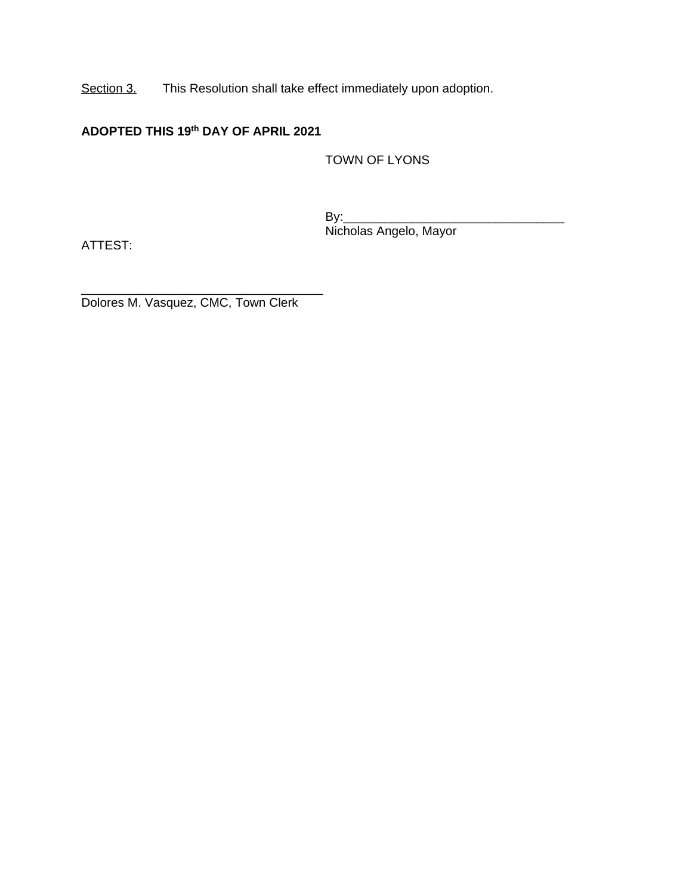Section 3. This Resolution shall take effect immediately upon adoption.

**ADOPTED THIS 19th DAY OF APRIL 2021**

TOWN OF LYONS

By:________________________________
Nicholas Angelo, Mayor

ATTEST:

___________________________________
Dolores M. Vasquez, CMC, Town Clerk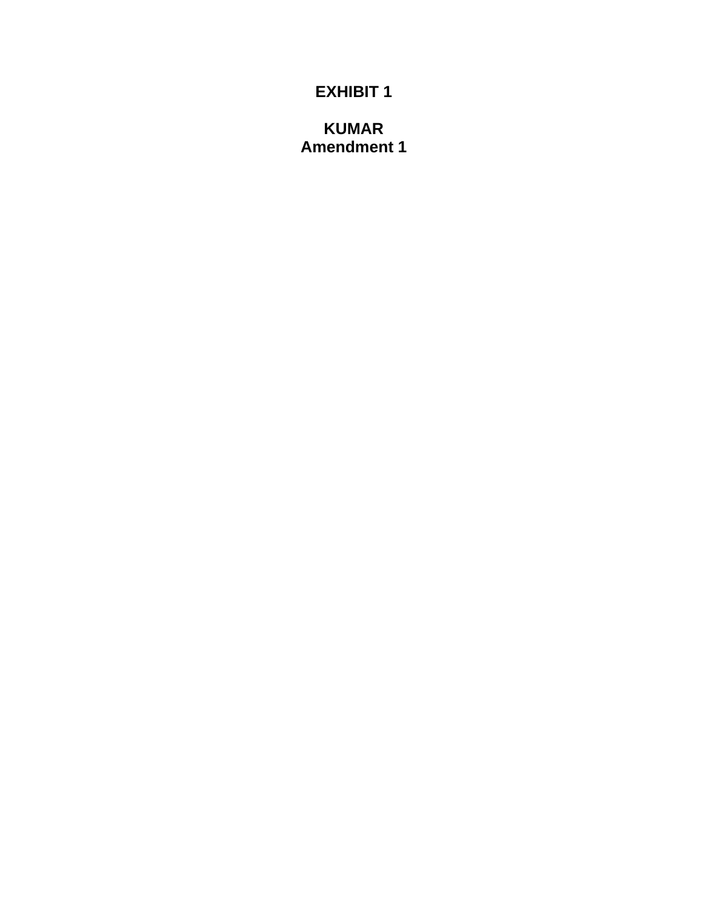**EXHIBIT 1**

**KUMAR**
**Amendment 1**